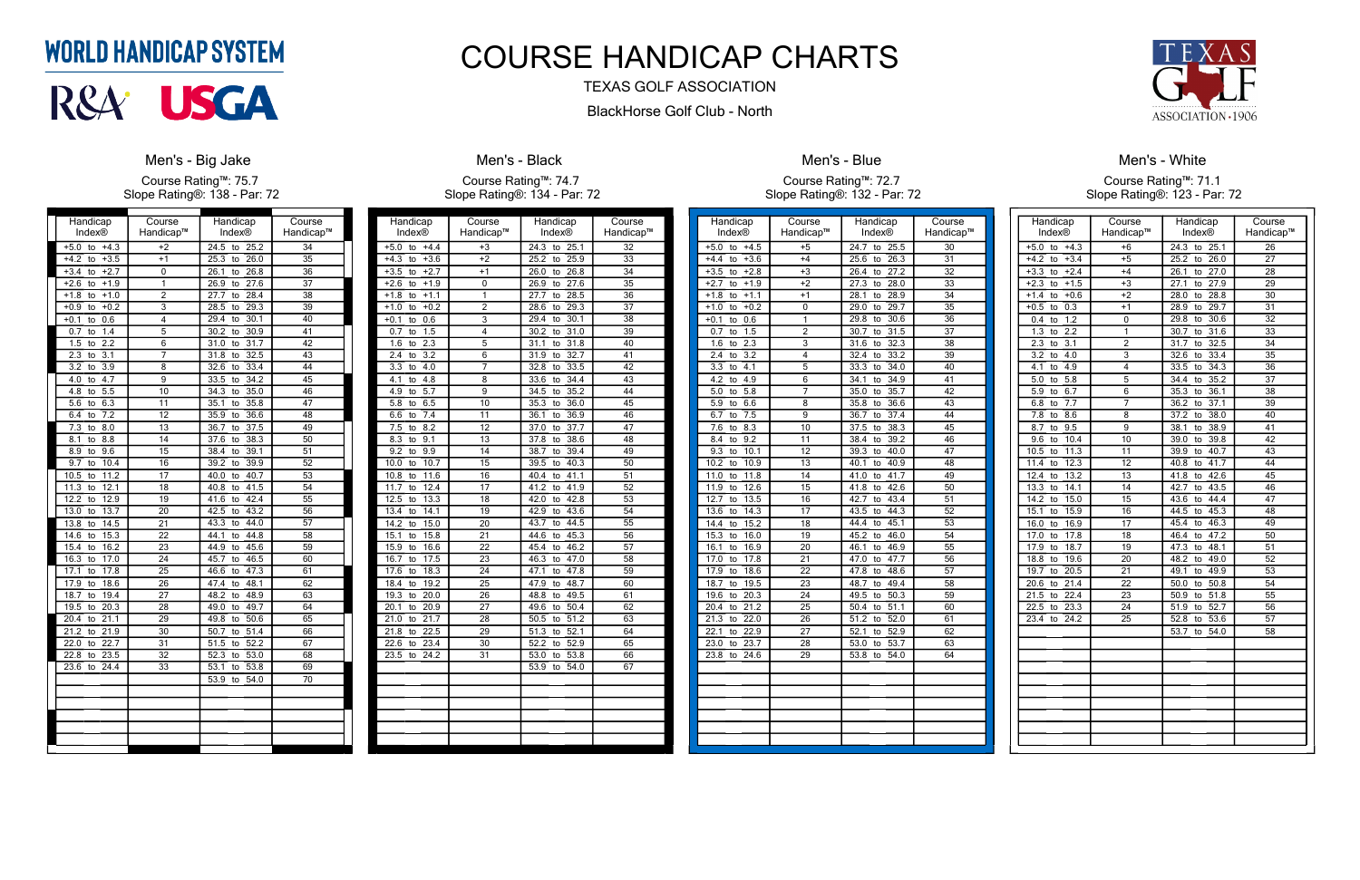WORLD HANDICAP SYSTEM

R&A USGA

# COURSE HANDICAP CHARTS

TEXAS GOLF ASSOCIATION

BlackHorse Golf Club - North

TEXAS GOLF ASSOCIATION · 1906

## Men's - Big Jake

Course Rating™: 75.7
Slope Rating®: 138 - Par: 72

| Handicap Index® | Course Handicap™ | Handicap Index® | Course Handicap™ |
|---|---|---|---|
| +5.0 to +4.3 | +2 | 24.5 to 25.2 | 34 |
| +4.2 to +3.5 | +1 | 25.3 to 26.0 | 35 |
| +3.4 to +2.7 | 0 | 26.1 to 26.8 | 36 |
| +2.6 to +1.9 | 1 | 26.9 to 27.6 | 37 |
| +1.8 to +1.0 | 2 | 27.7 to 28.4 | 38 |
| +0.9 to +0.2 | 3 | 28.5 to 29.3 | 39 |
| +0.1 to 0.6 | 4 | 29.4 to 30.1 | 40 |
| 0.7 to 1.4 | 5 | 30.2 to 30.9 | 41 |
| 1.5 to 2.2 | 6 | 31.0 to 31.7 | 42 |
| 2.3 to 3.1 | 7 | 31.8 to 32.5 | 43 |
| 3.2 to 3.9 | 8 | 32.6 to 33.4 | 44 |
| 4.0 to 4.7 | 9 | 33.5 to 34.2 | 45 |
| 4.8 to 5.5 | 10 | 34.3 to 35.0 | 46 |
| 5.6 to 6.3 | 11 | 35.1 to 35.8 | 47 |
| 6.4 to 7.2 | 12 | 35.9 to 36.6 | 48 |
| 7.3 to 8.0 | 13 | 36.7 to 37.5 | 49 |
| 8.1 to 8.8 | 14 | 37.6 to 38.3 | 50 |
| 8.9 to 9.6 | 15 | 38.4 to 39.1 | 51 |
| 9.7 to 10.4 | 16 | 39.2 to 39.9 | 52 |
| 10.5 to 11.2 | 17 | 40.0 to 40.7 | 53 |
| 11.3 to 12.1 | 18 | 40.8 to 41.5 | 54 |
| 12.2 to 12.9 | 19 | 41.6 to 42.4 | 55 |
| 13.0 to 13.7 | 20 | 42.5 to 43.2 | 56 |
| 13.8 to 14.5 | 21 | 43.3 to 44.0 | 57 |
| 14.6 to 15.3 | 22 | 44.1 to 44.8 | 58 |
| 15.4 to 16.2 | 23 | 44.9 to 45.6 | 59 |
| 16.3 to 17.0 | 24 | 45.7 to 46.5 | 60 |
| 17.1 to 17.8 | 25 | 46.6 to 47.3 | 61 |
| 17.9 to 18.6 | 26 | 47.4 to 48.1 | 62 |
| 18.7 to 19.4 | 27 | 48.2 to 48.9 | 63 |
| 19.5 to 20.3 | 28 | 49.0 to 49.7 | 64 |
| 20.4 to 21.1 | 29 | 49.8 to 50.6 | 65 |
| 21.2 to 21.9 | 30 | 50.7 to 51.4 | 66 |
| 22.0 to 22.7 | 31 | 51.5 to 52.2 | 67 |
| 22.8 to 23.5 | 32 | 52.3 to 53.0 | 68 |
| 23.6 to 24.4 | 33 | 53.1 to 53.8 | 69 |
| | | 53.9 to 54.0 | 70 |

## Men's - Black

Course Rating™: 74.7
Slope Rating®: 134 - Par: 72

| Handicap Index® | Course Handicap™ | Handicap Index® | Course Handicap™ |
|---|---|---|---|
| +5.0 to +4.4 | +3 | 24.3 to 25.1 | 32 |
| +4.3 to +3.6 | +2 | 25.2 to 25.9 | 33 |
| +3.5 to +2.7 | +1 | 26.0 to 26.8 | 34 |
| +2.6 to +1.9 | 0 | 26.9 to 27.6 | 35 |
| +1.8 to +1.1 | 1 | 27.7 to 28.5 | 36 |
| +1.0 to +0.2 | 2 | 28.6 to 29.3 | 37 |
| +0.1 to 0.6 | 3 | 29.4 to 30.1 | 38 |
| 0.7 to 1.5 | 4 | 30.2 to 31.0 | 39 |
| 1.6 to 2.3 | 5 | 31.1 to 31.8 | 40 |
| 2.4 to 3.2 | 6 | 31.9 to 32.7 | 41 |
| 3.3 to 4.0 | 7 | 32.8 to 33.5 | 42 |
| 4.1 to 4.8 | 8 | 33.6 to 34.4 | 43 |
| 4.9 to 5.7 | 9 | 34.5 to 35.2 | 44 |
| 5.8 to 6.5 | 10 | 35.3 to 36.0 | 45 |
| 6.6 to 7.4 | 11 | 36.1 to 36.9 | 46 |
| 7.5 to 8.2 | 12 | 37.0 to 37.7 | 47 |
| 8.3 to 9.1 | 13 | 37.8 to 38.6 | 48 |
| 9.2 to 9.9 | 14 | 38.7 to 39.4 | 49 |
| 10.0 to 10.7 | 15 | 39.5 to 40.3 | 50 |
| 10.8 to 11.6 | 16 | 40.4 to 41.1 | 51 |
| 11.7 to 12.4 | 17 | 41.2 to 41.9 | 52 |
| 12.5 to 13.3 | 18 | 42.0 to 42.8 | 53 |
| 13.4 to 14.1 | 19 | 42.9 to 43.6 | 54 |
| 14.2 to 15.0 | 20 | 43.7 to 44.5 | 55 |
| 15.1 to 15.8 | 21 | 44.6 to 45.3 | 56 |
| 15.9 to 16.6 | 22 | 45.4 to 46.2 | 57 |
| 16.7 to 17.5 | 23 | 46.3 to 47.0 | 58 |
| 17.6 to 18.3 | 24 | 47.1 to 47.8 | 59 |
| 18.4 to 19.2 | 25 | 47.9 to 48.7 | 60 |
| 19.3 to 20.0 | 26 | 48.8 to 49.5 | 61 |
| 20.1 to 20.9 | 27 | 49.6 to 50.4 | 62 |
| 21.0 to 21.7 | 28 | 50.5 to 51.2 | 63 |
| 21.8 to 22.5 | 29 | 51.3 to 52.1 | 64 |
| 22.6 to 23.4 | 30 | 52.2 to 52.9 | 65 |
| 23.5 to 24.2 | 31 | 53.0 to 53.8 | 66 |
| | | 53.9 to 54.0 | 67 |

## Men's - Blue

Course Rating™: 72.7
Slope Rating®: 132 - Par: 72

| Handicap Index® | Course Handicap™ | Handicap Index® | Course Handicap™ |
|---|---|---|---|
| +5.0 to +4.5 | +5 | 24.7 to 25.5 | 30 |
| +4.4 to +3.6 | +4 | 25.6 to 26.3 | 31 |
| +3.5 to +2.8 | +3 | 26.4 to 27.2 | 32 |
| +2.7 to +1.9 | +2 | 27.3 to 28.0 | 33 |
| +1.8 to +1.1 | +1 | 28.1 to 28.9 | 34 |
| +1.0 to +0.2 | 0 | 29.0 to 29.7 | 35 |
| +0.1 to 0.6 | 1 | 29.8 to 30.6 | 36 |
| 0.7 to 1.5 | 2 | 30.7 to 31.5 | 37 |
| 1.6 to 2.3 | 3 | 31.6 to 32.3 | 38 |
| 2.4 to 3.2 | 4 | 32.4 to 33.2 | 39 |
| 3.3 to 4.1 | 5 | 33.3 to 34.0 | 40 |
| 4.2 to 4.9 | 6 | 34.1 to 34.9 | 41 |
| 5.0 to 5.8 | 7 | 35.0 to 35.7 | 42 |
| 5.9 to 6.6 | 8 | 35.8 to 36.6 | 43 |
| 6.7 to 7.5 | 9 | 36.7 to 37.4 | 44 |
| 7.6 to 8.3 | 10 | 37.5 to 38.3 | 45 |
| 8.4 to 9.2 | 11 | 38.4 to 39.2 | 46 |
| 9.3 to 10.1 | 12 | 39.3 to 40.0 | 47 |
| 10.2 to 10.9 | 13 | 40.1 to 40.9 | 48 |
| 11.0 to 11.8 | 14 | 41.0 to 41.7 | 49 |
| 11.9 to 12.6 | 15 | 41.8 to 42.6 | 50 |
| 12.7 to 13.5 | 16 | 42.7 to 43.4 | 51 |
| 13.6 to 14.3 | 17 | 43.5 to 44.3 | 52 |
| 14.4 to 15.2 | 18 | 44.4 to 45.1 | 53 |
| 15.3 to 16.0 | 19 | 45.2 to 46.0 | 54 |
| 16.1 to 16.9 | 20 | 46.1 to 46.9 | 55 |
| 17.0 to 17.8 | 21 | 47.0 to 47.7 | 56 |
| 17.9 to 18.6 | 22 | 47.8 to 48.6 | 57 |
| 18.7 to 19.5 | 23 | 48.7 to 49.4 | 58 |
| 19.6 to 20.3 | 24 | 49.5 to 50.3 | 59 |
| 20.4 to 21.2 | 25 | 50.4 to 51.1 | 60 |
| 21.3 to 22.0 | 26 | 51.2 to 52.0 | 61 |
| 22.1 to 22.9 | 27 | 52.1 to 52.9 | 62 |
| 23.0 to 23.7 | 28 | 53.0 to 53.7 | 63 |
| 23.8 to 24.6 | 29 | 53.8 to 54.0 | 64 |

## Men's - White

Course Rating™: 71.1
Slope Rating®: 123 - Par: 72

| Handicap Index® | Course Handicap™ | Handicap Index® | Course Handicap™ |
|---|---|---|---|
| +5.0 to +4.3 | +6 | 24.3 to 25.1 | 26 |
| +4.2 to +3.4 | +5 | 25.2 to 26.0 | 27 |
| +3.3 to +2.4 | +4 | 26.1 to 27.0 | 28 |
| +2.3 to +1.5 | +3 | 27.1 to 27.9 | 29 |
| +1.4 to +0.6 | +2 | 28.0 to 28.8 | 30 |
| +0.5 to 0.3 | +1 | 28.9 to 29.7 | 31 |
| 0.4 to 1.2 | 0 | 29.8 to 30.6 | 32 |
| 1.3 to 2.2 | 1 | 30.7 to 31.6 | 33 |
| 2.3 to 3.1 | 2 | 31.7 to 32.5 | 34 |
| 3.2 to 4.0 | 3 | 32.6 to 33.4 | 35 |
| 4.1 to 4.9 | 4 | 33.5 to 34.3 | 36 |
| 5.0 to 5.8 | 5 | 34.4 to 35.2 | 37 |
| 5.9 to 6.7 | 6 | 35.3 to 36.1 | 38 |
| 6.8 to 7.7 | 7 | 36.2 to 37.1 | 39 |
| 7.8 to 8.6 | 8 | 37.2 to 38.0 | 40 |
| 8.7 to 9.5 | 9 | 38.1 to 38.9 | 41 |
| 9.6 to 10.4 | 10 | 39.0 to 39.8 | 42 |
| 10.5 to 11.3 | 11 | 39.9 to 40.7 | 43 |
| 11.4 to 12.3 | 12 | 40.8 to 41.7 | 44 |
| 12.4 to 13.2 | 13 | 41.8 to 42.6 | 45 |
| 13.3 to 14.1 | 14 | 42.7 to 43.5 | 46 |
| 14.2 to 15.0 | 15 | 43.6 to 44.4 | 47 |
| 15.1 to 15.9 | 16 | 44.5 to 45.3 | 48 |
| 16.0 to 16.9 | 17 | 45.4 to 46.3 | 49 |
| 17.0 to 17.8 | 18 | 46.4 to 47.2 | 50 |
| 17.9 to 18.7 | 19 | 47.3 to 48.1 | 51 |
| 18.8 to 19.6 | 20 | 48.2 to 49.0 | 52 |
| 19.7 to 20.5 | 21 | 49.1 to 49.9 | 53 |
| 20.6 to 21.4 | 22 | 50.0 to 50.8 | 54 |
| 21.5 to 22.4 | 23 | 50.9 to 51.8 | 55 |
| 22.5 to 23.3 | 24 | 51.9 to 52.7 | 56 |
| 23.4 to 24.2 | 25 | 52.8 to 53.6 | 57 |
| | | 53.7 to 54.0 | 58 |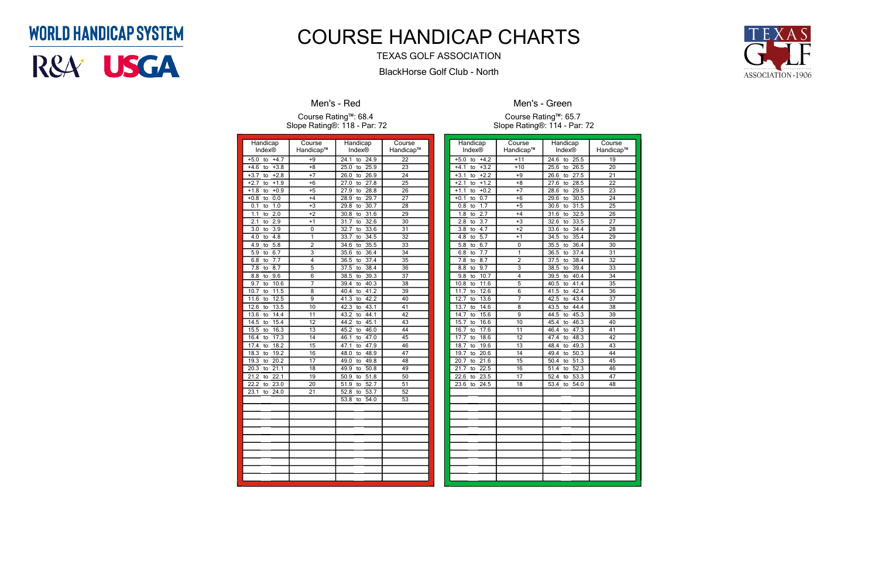WORLD HANDICAP SYSTEM

R&A USGA

# COURSE HANDICAP CHARTS

TEXAS GOLF ASSOCIATION

BlackHorse Golf Club - North

TEXAS GOLF ASSOCIATION · 1906

## Men's - Red

Course Rating™: 68.4
Slope Rating®: 118 - Par: 72

| Handicap Index® | Course Handicap™ | Handicap Index® | Course Handicap™ |
|---|---|---|---|
| +5.0 to +4.7 | +9 | 24.1 to 24.9 | 22 |
| +4.6 to +3.8 | +8 | 25.0 to 25.9 | 23 |
| +3.7 to +2.8 | +7 | 26.0 to 26.9 | 24 |
| +2.7 to +1.9 | +6 | 27.0 to 27.8 | 25 |
| +1.8 to +0.9 | +5 | 27.9 to 28.8 | 26 |
| +0.8 to 0.0 | +4 | 28.9 to 29.7 | 27 |
| 0.1 to 1.0 | +3 | 29.8 to 30.7 | 28 |
| 1.1 to 2.0 | +2 | 30.8 to 31.6 | 29 |
| 2.1 to 2.9 | +1 | 31.7 to 32.6 | 30 |
| 3.0 to 3.9 | 0 | 32.7 to 33.6 | 31 |
| 4.0 to 4.8 | 1 | 33.7 to 34.5 | 32 |
| 4.9 to 5.8 | 2 | 34.6 to 35.5 | 33 |
| 5.9 to 6.7 | 3 | 35.6 to 36.4 | 34 |
| 6.8 to 7.7 | 4 | 36.5 to 37.4 | 35 |
| 7.8 to 8.7 | 5 | 37.5 to 38.4 | 36 |
| 8.8 to 9.6 | 6 | 38.5 to 39.3 | 37 |
| 9.7 to 10.6 | 7 | 39.4 to 40.3 | 38 |
| 10.7 to 11.5 | 8 | 40.4 to 41.2 | 39 |
| 11.6 to 12.5 | 9 | 41.3 to 42.2 | 40 |
| 12.6 to 13.5 | 10 | 42.3 to 43.1 | 41 |
| 13.6 to 14.4 | 11 | 43.2 to 44.1 | 42 |
| 14.5 to 15.4 | 12 | 44.2 to 45.1 | 43 |
| 15.5 to 16.3 | 13 | 45.2 to 46.0 | 44 |
| 16.4 to 17.3 | 14 | 46.1 to 47.0 | 45 |
| 17.4 to 18.2 | 15 | 47.1 to 47.9 | 46 |
| 18.3 to 19.2 | 16 | 48.0 to 48.9 | 47 |
| 19.3 to 20.2 | 17 | 49.0 to 49.8 | 48 |
| 20.3 to 21.1 | 18 | 49.9 to 50.8 | 49 |
| 21.2 to 22.1 | 19 | 50.9 to 51.8 | 50 |
| 22.2 to 23.0 | 20 | 51.9 to 52.7 | 51 |
| 23.1 to 24.0 | 21 | 52.8 to 53.7 | 52 |
| | | 53.8 to 54.0 | 53 |

## Men's - Green

Course Rating™: 65.7
Slope Rating®: 114 - Par: 72

| Handicap Index® | Course Handicap™ | Handicap Index® | Course Handicap™ |
|---|---|---|---|
| +5.0 to +4.2 | +11 | 24.6 to 25.5 | 19 |
| +4.1 to +3.2 | +10 | 25.6 to 26.5 | 20 |
| +3.1 to +2.2 | +9 | 26.6 to 27.5 | 21 |
| +2.1 to +1.2 | +8 | 27.6 to 28.5 | 22 |
| +1.1 to +0.2 | +7 | 28.6 to 29.5 | 23 |
| +0.1 to 0.7 | +6 | 29.6 to 30.5 | 24 |
| 0.8 to 1.7 | +5 | 30.6 to 31.5 | 25 |
| 1.8 to 2.7 | +4 | 31.6 to 32.5 | 26 |
| 2.8 to 3.7 | +3 | 32.6 to 33.5 | 27 |
| 3.8 to 4.7 | +2 | 33.6 to 34.4 | 28 |
| 4.8 to 5.7 | +1 | 34.5 to 35.4 | 29 |
| 5.8 to 6.7 | 0 | 35.5 to 36.4 | 30 |
| 6.8 to 7.7 | 1 | 36.5 to 37.4 | 31 |
| 7.8 to 8.7 | 2 | 37.5 to 38.4 | 32 |
| 8.8 to 9.7 | 3 | 38.5 to 39.4 | 33 |
| 9.8 to 10.7 | 4 | 39.5 to 40.4 | 34 |
| 10.8 to 11.6 | 5 | 40.5 to 41.4 | 35 |
| 11.7 to 12.6 | 6 | 41.5 to 42.4 | 36 |
| 12.7 to 13.6 | 7 | 42.5 to 43.4 | 37 |
| 13.7 to 14.6 | 8 | 43.5 to 44.4 | 38 |
| 14.7 to 15.6 | 9 | 44.5 to 45.3 | 39 |
| 15.7 to 16.6 | 10 | 45.4 to 46.3 | 40 |
| 16.7 to 17.6 | 11 | 46.4 to 47.3 | 41 |
| 17.7 to 18.6 | 12 | 47.4 to 48.3 | 42 |
| 18.7 to 19.6 | 13 | 48.4 to 49.3 | 43 |
| 19.7 to 20.6 | 14 | 49.4 to 50.3 | 44 |
| 20.7 to 21.6 | 15 | 50.4 to 51.3 | 45 |
| 21.7 to 22.5 | 16 | 51.4 to 52.3 | 46 |
| 22.6 to 23.5 | 17 | 52.4 to 53.3 | 47 |
| 23.6 to 24.5 | 18 | 53.4 to 54.0 | 48 |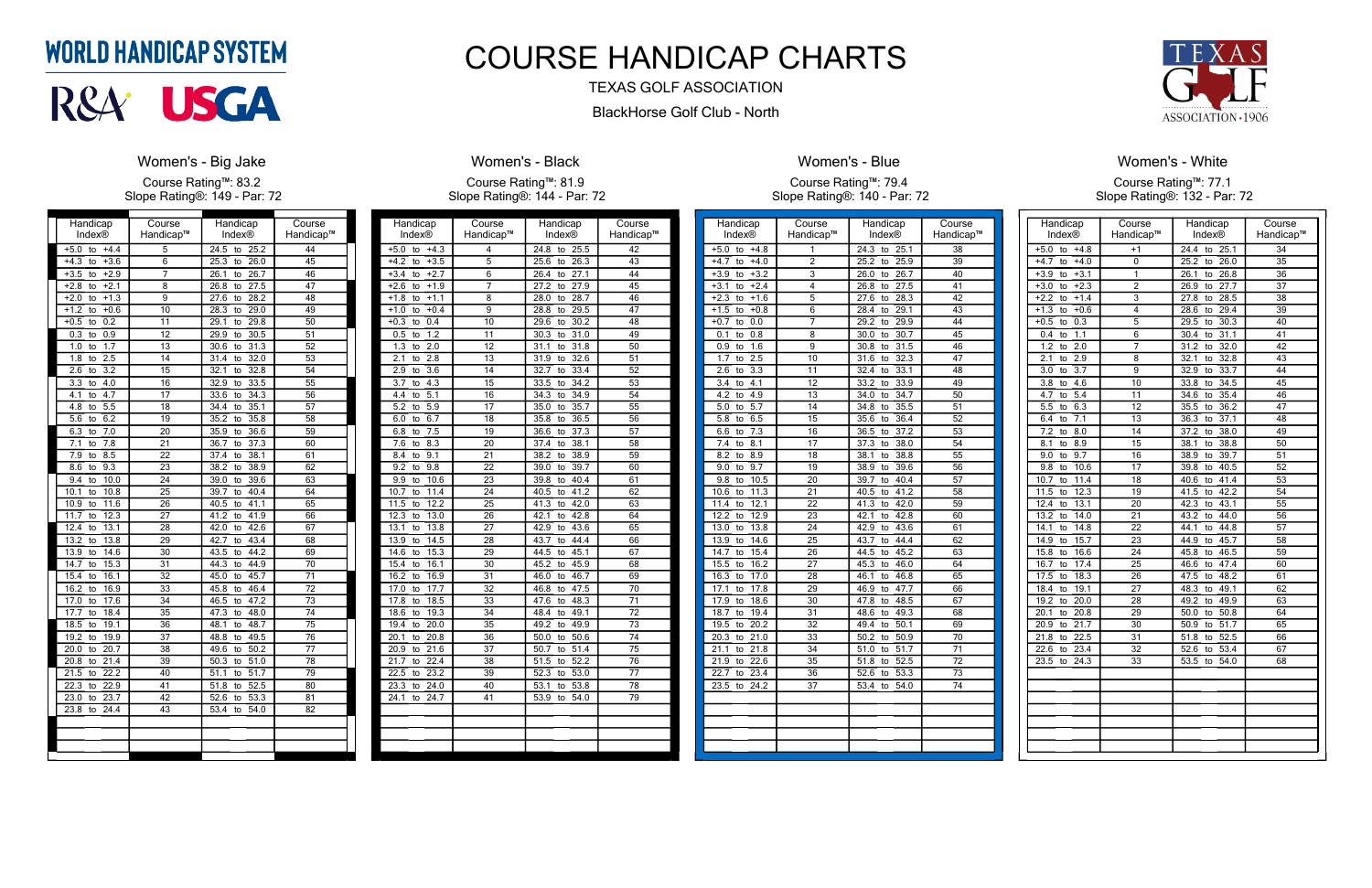# COURSE HANDICAP CHARTS

WORLD HANDICAP SYSTEM

R&A USGA

TEXAS GOLF ASSOCIATION

BlackHorse Golf Club - North

## Women's - Big Jake

Course Rating™: 83.2
Slope Rating®: 149 - Par: 72

| Handicap Index® | Course Handicap™ | Handicap Index® | Course Handicap™ |
|---|---|---|---|
| +5.0 to +4.4 | 5 | 24.5 to 25.2 | 44 |
| +4.3 to +3.6 | 6 | 25.3 to 26.0 | 45 |
| +3.5 to +2.9 | 7 | 26.1 to 26.7 | 46 |
| +2.8 to +2.1 | 8 | 26.8 to 27.5 | 47 |
| +2.0 to +1.3 | 9 | 27.6 to 28.2 | 48 |
| +1.2 to +0.6 | 10 | 28.3 to 29.0 | 49 |
| +0.5 to 0.2 | 11 | 29.1 to 29.8 | 50 |
| 0.3 to 0.9 | 12 | 29.9 to 30.5 | 51 |
| 1.0 to 1.7 | 13 | 30.6 to 31.3 | 52 |
| 1.8 to 2.5 | 14 | 31.4 to 32.0 | 53 |
| 2.6 to 3.2 | 15 | 32.1 to 32.8 | 54 |
| 3.3 to 4.0 | 16 | 32.9 to 33.5 | 55 |
| 4.1 to 4.7 | 17 | 33.6 to 34.3 | 56 |
| 4.8 to 5.5 | 18 | 34.4 to 35.1 | 57 |
| 5.6 to 6.2 | 19 | 35.2 to 35.8 | 58 |
| 6.3 to 7.0 | 20 | 35.9 to 36.6 | 59 |
| 7.1 to 7.8 | 21 | 36.7 to 37.3 | 60 |
| 7.9 to 8.5 | 22 | 37.4 to 38.1 | 61 |
| 8.6 to 9.3 | 23 | 38.2 to 38.9 | 62 |
| 9.4 to 10.0 | 24 | 39.0 to 39.6 | 63 |
| 10.1 to 10.8 | 25 | 39.7 to 40.4 | 64 |
| 10.9 to 11.6 | 26 | 40.5 to 41.1 | 65 |
| 11.7 to 12.3 | 27 | 41.2 to 41.9 | 66 |
| 12.4 to 13.1 | 28 | 42.0 to 42.6 | 67 |
| 13.2 to 13.8 | 29 | 42.7 to 43.4 | 68 |
| 13.9 to 14.6 | 30 | 43.5 to 44.2 | 69 |
| 14.7 to 15.3 | 31 | 44.3 to 44.9 | 70 |
| 15.4 to 16.1 | 32 | 45.0 to 45.7 | 71 |
| 16.2 to 16.9 | 33 | 45.8 to 46.4 | 72 |
| 17.0 to 17.6 | 34 | 46.5 to 47.2 | 73 |
| 17.7 to 18.4 | 35 | 47.3 to 48.0 | 74 |
| 18.5 to 19.1 | 36 | 48.1 to 48.7 | 75 |
| 19.2 to 19.9 | 37 | 48.8 to 49.5 | 76 |
| 20.0 to 20.7 | 38 | 49.6 to 50.2 | 77 |
| 20.8 to 21.4 | 39 | 50.3 to 51.0 | 78 |
| 21.5 to 22.2 | 40 | 51.1 to 51.7 | 79 |
| 22.3 to 22.9 | 41 | 51.8 to 52.5 | 80 |
| 23.0 to 23.7 | 42 | 52.6 to 53.3 | 81 |
| 23.8 to 24.4 | 43 | 53.4 to 54.0 | 82 |

## Women's - Black

Course Rating™: 81.9
Slope Rating®: 144 - Par: 72

| Handicap Index® | Course Handicap™ | Handicap Index® | Course Handicap™ |
|---|---|---|---|
| +5.0 to +4.3 | 4 | 24.8 to 25.5 | 42 |
| +4.2 to +3.5 | 5 | 25.6 to 26.3 | 43 |
| +3.4 to +2.7 | 6 | 26.4 to 27.1 | 44 |
| +2.6 to +1.9 | 7 | 27.2 to 27.9 | 45 |
| +1.8 to +1.1 | 8 | 28.0 to 28.7 | 46 |
| +1.0 to +0.4 | 9 | 28.8 to 29.5 | 47 |
| +0.3 to 0.4 | 10 | 29.6 to 30.2 | 48 |
| 0.5 to 1.2 | 11 | 30.3 to 31.0 | 49 |
| 1.3 to 2.0 | 12 | 31.1 to 31.8 | 50 |
| 2.1 to 2.8 | 13 | 31.9 to 32.6 | 51 |
| 2.9 to 3.6 | 14 | 32.7 to 33.4 | 52 |
| 3.7 to 4.3 | 15 | 33.5 to 34.2 | 53 |
| 4.4 to 5.1 | 16 | 34.3 to 34.9 | 54 |
| 5.2 to 5.9 | 17 | 35.0 to 35.7 | 55 |
| 6.0 to 6.7 | 18 | 35.8 to 36.5 | 56 |
| 6.8 to 7.5 | 19 | 36.6 to 37.3 | 57 |
| 7.6 to 8.3 | 20 | 37.4 to 38.1 | 58 |
| 8.4 to 9.1 | 21 | 38.2 to 38.9 | 59 |
| 9.2 to 9.8 | 22 | 39.0 to 39.7 | 60 |
| 9.9 to 10.6 | 23 | 39.8 to 40.4 | 61 |
| 10.7 to 11.4 | 24 | 40.5 to 41.2 | 62 |
| 11.5 to 12.2 | 25 | 41.3 to 42.0 | 63 |
| 12.3 to 13.0 | 26 | 42.1 to 42.8 | 64 |
| 13.1 to 13.8 | 27 | 42.9 to 43.6 | 65 |
| 13.9 to 14.5 | 28 | 43.7 to 44.4 | 66 |
| 14.6 to 15.3 | 29 | 44.5 to 45.1 | 67 |
| 15.4 to 16.1 | 30 | 45.2 to 45.9 | 68 |
| 16.2 to 16.9 | 31 | 46.0 to 46.7 | 69 |
| 17.0 to 17.7 | 32 | 46.8 to 47.5 | 70 |
| 17.8 to 18.5 | 33 | 47.6 to 48.3 | 71 |
| 18.6 to 19.3 | 34 | 48.4 to 49.1 | 72 |
| 19.4 to 20.0 | 35 | 49.2 to 49.9 | 73 |
| 20.1 to 20.8 | 36 | 50.0 to 50.6 | 74 |
| 20.9 to 21.6 | 37 | 50.7 to 51.4 | 75 |
| 21.7 to 22.4 | 38 | 51.5 to 52.2 | 76 |
| 22.5 to 23.2 | 39 | 52.3 to 53.0 | 77 |
| 23.3 to 24.0 | 40 | 53.1 to 53.8 | 78 |
| 24.1 to 24.7 | 41 | 53.9 to 54.0 | 79 |

## Women's - Blue

Course Rating™: 79.4
Slope Rating®: 140 - Par: 72

| Handicap Index® | Course Handicap™ | Handicap Index® | Course Handicap™ |
|---|---|---|---|
| +5.0 to +4.8 | 1 | 24.3 to 25.1 | 38 |
| +4.7 to +4.0 | 2 | 25.2 to 25.9 | 39 |
| +3.9 to +3.2 | 3 | 26.0 to 26.7 | 40 |
| +3.1 to +2.4 | 4 | 26.8 to 27.5 | 41 |
| +2.3 to +1.6 | 5 | 27.6 to 28.3 | 42 |
| +1.5 to +0.8 | 6 | 28.4 to 29.1 | 43 |
| +0.7 to 0.0 | 7 | 29.2 to 29.9 | 44 |
| 0.1 to 0.8 | 8 | 30.0 to 30.7 | 45 |
| 0.9 to 1.6 | 9 | 30.8 to 31.5 | 46 |
| 1.7 to 2.5 | 10 | 31.6 to 32.3 | 47 |
| 2.6 to 3.3 | 11 | 32.4 to 33.1 | 48 |
| 3.4 to 4.1 | 12 | 33.2 to 33.9 | 49 |
| 4.2 to 4.9 | 13 | 34.0 to 34.7 | 50 |
| 5.0 to 5.7 | 14 | 34.8 to 35.5 | 51 |
| 5.8 to 6.5 | 15 | 35.6 to 36.4 | 52 |
| 6.6 to 7.3 | 16 | 36.5 to 37.2 | 53 |
| 7.4 to 8.1 | 17 | 37.3 to 38.0 | 54 |
| 8.2 to 8.9 | 18 | 38.1 to 38.8 | 55 |
| 9.0 to 9.7 | 19 | 38.9 to 39.6 | 56 |
| 9.8 to 10.5 | 20 | 39.7 to 40.4 | 57 |
| 10.6 to 11.3 | 21 | 40.5 to 41.2 | 58 |
| 11.4 to 12.1 | 22 | 41.3 to 42.0 | 59 |
| 12.2 to 12.9 | 23 | 42.1 to 42.8 | 60 |
| 13.0 to 13.8 | 24 | 42.9 to 43.6 | 61 |
| 13.9 to 14.6 | 25 | 43.7 to 44.4 | 62 |
| 14.7 to 15.4 | 26 | 44.5 to 45.2 | 63 |
| 15.5 to 16.2 | 27 | 45.3 to 46.0 | 64 |
| 16.3 to 17.0 | 28 | 46.1 to 46.8 | 65 |
| 17.1 to 17.8 | 29 | 46.9 to 47.7 | 66 |
| 17.9 to 18.6 | 30 | 47.8 to 48.5 | 67 |
| 18.7 to 19.4 | 31 | 48.6 to 49.3 | 68 |
| 19.5 to 20.2 | 32 | 49.4 to 50.1 | 69 |
| 20.3 to 21.0 | 33 | 50.2 to 50.9 | 70 |
| 21.1 to 21.8 | 34 | 51.0 to 51.7 | 71 |
| 21.9 to 22.6 | 35 | 51.8 to 52.5 | 72 |
| 22.7 to 23.4 | 36 | 52.6 to 53.3 | 73 |
| 23.5 to 24.2 | 37 | 53.4 to 54.0 | 74 |

## Women's - White

Course Rating™: 77.1
Slope Rating®: 132 - Par: 72

| Handicap Index® | Course Handicap™ | Handicap Index® | Course Handicap™ |
|---|---|---|---|
| +5.0 to +4.8 | +1 | 24.4 to 25.1 | 34 |
| +4.7 to +4.0 | 0 | 25.2 to 26.0 | 35 |
| +3.9 to +3.1 | 1 | 26.1 to 26.8 | 36 |
| +3.0 to +2.3 | 2 | 26.9 to 27.7 | 37 |
| +2.2 to +1.4 | 3 | 27.8 to 28.5 | 38 |
| +1.3 to +0.6 | 4 | 28.6 to 29.4 | 39 |
| +0.5 to 0.3 | 5 | 29.5 to 30.3 | 40 |
| 0.4 to 1.1 | 6 | 30.4 to 31.1 | 41 |
| 1.2 to 2.0 | 7 | 31.2 to 32.0 | 42 |
| 2.1 to 2.9 | 8 | 32.1 to 32.8 | 43 |
| 3.0 to 3.7 | 9 | 32.9 to 33.7 | 44 |
| 3.8 to 4.6 | 10 | 33.8 to 34.5 | 45 |
| 4.7 to 5.4 | 11 | 34.6 to 35.4 | 46 |
| 5.5 to 6.3 | 12 | 35.5 to 36.2 | 47 |
| 6.4 to 7.1 | 13 | 36.3 to 37.1 | 48 |
| 7.2 to 8.0 | 14 | 37.2 to 38.0 | 49 |
| 8.1 to 8.9 | 15 | 38.1 to 38.8 | 50 |
| 9.0 to 9.7 | 16 | 38.9 to 39.7 | 51 |
| 9.8 to 10.6 | 17 | 39.8 to 40.5 | 52 |
| 10.7 to 11.4 | 18 | 40.6 to 41.4 | 53 |
| 11.5 to 12.3 | 19 | 41.5 to 42.2 | 54 |
| 12.4 to 13.1 | 20 | 42.3 to 43.1 | 55 |
| 13.2 to 14.0 | 21 | 43.2 to 44.0 | 56 |
| 14.1 to 14.8 | 22 | 44.1 to 44.8 | 57 |
| 14.9 to 15.7 | 23 | 44.9 to 45.7 | 58 |
| 15.8 to 16.6 | 24 | 45.8 to 46.5 | 59 |
| 16.7 to 17.4 | 25 | 46.6 to 47.4 | 60 |
| 17.5 to 18.3 | 26 | 47.5 to 48.2 | 61 |
| 18.4 to 19.1 | 27 | 48.3 to 49.1 | 62 |
| 19.2 to 20.0 | 28 | 49.2 to 49.9 | 63 |
| 20.1 to 20.8 | 29 | 50.0 to 50.8 | 64 |
| 20.9 to 21.7 | 30 | 50.9 to 51.7 | 65 |
| 21.8 to 22.5 | 31 | 51.8 to 52.5 | 66 |
| 22.6 to 23.4 | 32 | 52.6 to 53.4 | 67 |
| 23.5 to 24.3 | 33 | 53.5 to 54.0 | 68 |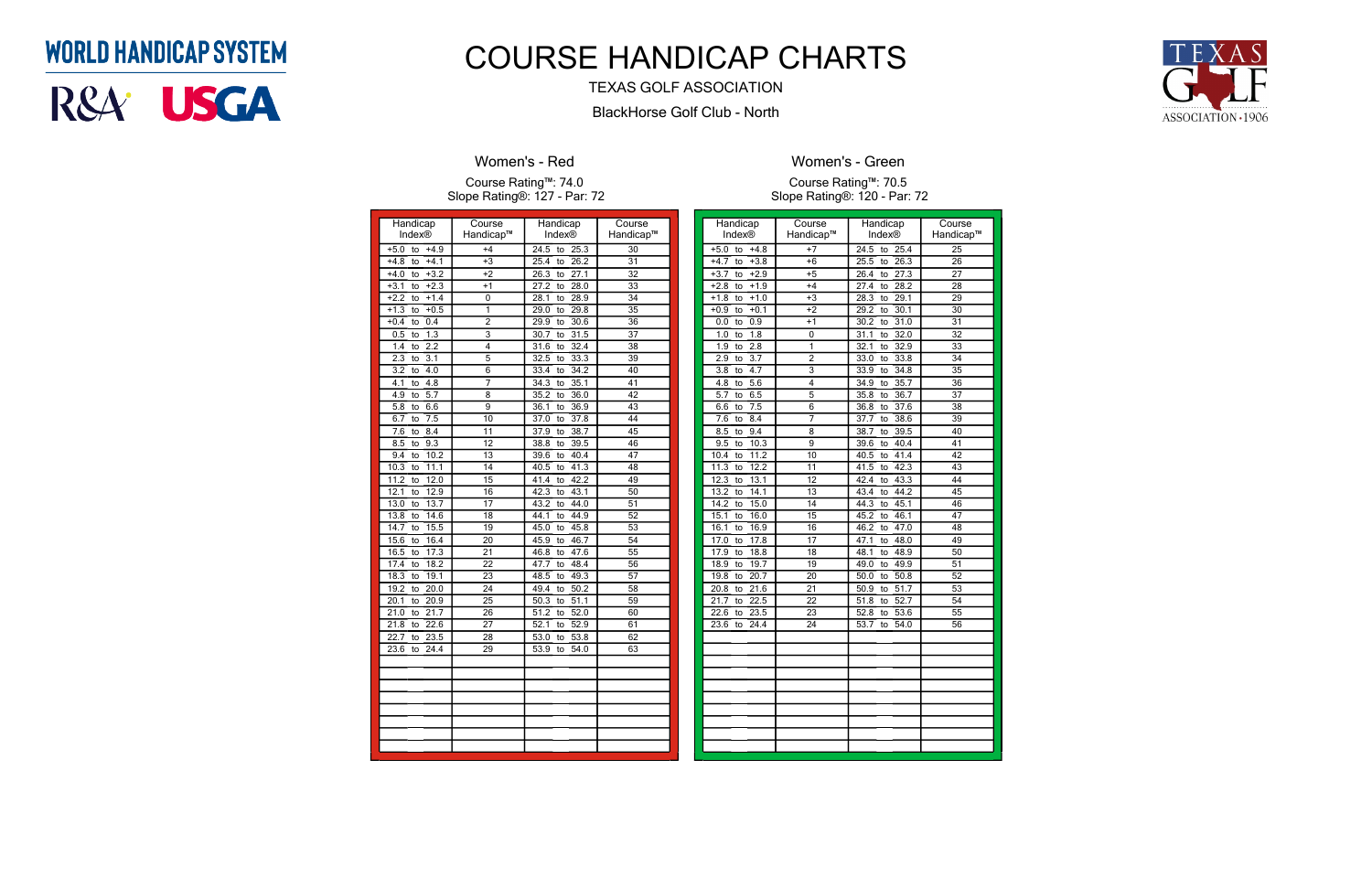WORLD HANDICAP SYSTEM

R&A USGA

# COURSE HANDICAP CHARTS

TEXAS GOLF ASSOCIATION

BlackHorse Golf Club - North

## Women's - Red

Course Rating™: 74.0
Slope Rating®: 127 - Par: 72

| Handicap Index® | Course Handicap™ | Handicap Index® | Course Handicap™ |
|---|---|---|---|
| +5.0 to +4.9 | +4 | 24.5 to 25.3 | 30 |
| +4.8 to +4.1 | +3 | 25.4 to 26.2 | 31 |
| +4.0 to +3.2 | +2 | 26.3 to 27.1 | 32 |
| +3.1 to +2.3 | +1 | 27.2 to 28.0 | 33 |
| +2.2 to +1.4 | 0 | 28.1 to 28.9 | 34 |
| +1.3 to +0.5 | 1 | 29.0 to 29.8 | 35 |
| +0.4 to 0.4 | 2 | 29.9 to 30.6 | 36 |
| 0.5 to 1.3 | 3 | 30.7 to 31.5 | 37 |
| 1.4 to 2.2 | 4 | 31.6 to 32.4 | 38 |
| 2.3 to 3.1 | 5 | 32.5 to 33.3 | 39 |
| 3.2 to 4.0 | 6 | 33.4 to 34.2 | 40 |
| 4.1 to 4.8 | 7 | 34.3 to 35.1 | 41 |
| 4.9 to 5.7 | 8 | 35.2 to 36.0 | 42 |
| 5.8 to 6.6 | 9 | 36.1 to 36.9 | 43 |
| 6.7 to 7.5 | 10 | 37.0 to 37.8 | 44 |
| 7.6 to 8.4 | 11 | 37.9 to 38.7 | 45 |
| 8.5 to 9.3 | 12 | 38.8 to 39.5 | 46 |
| 9.4 to 10.2 | 13 | 39.6 to 40.4 | 47 |
| 10.3 to 11.1 | 14 | 40.5 to 41.3 | 48 |
| 11.2 to 12.0 | 15 | 41.4 to 42.2 | 49 |
| 12.1 to 12.9 | 16 | 42.3 to 43.1 | 50 |
| 13.0 to 13.7 | 17 | 43.2 to 44.0 | 51 |
| 13.8 to 14.6 | 18 | 44.1 to 44.9 | 52 |
| 14.7 to 15.5 | 19 | 45.0 to 45.8 | 53 |
| 15.6 to 16.4 | 20 | 45.9 to 46.7 | 54 |
| 16.5 to 17.3 | 21 | 46.8 to 47.6 | 55 |
| 17.4 to 18.2 | 22 | 47.7 to 48.4 | 56 |
| 18.3 to 19.1 | 23 | 48.5 to 49.3 | 57 |
| 19.2 to 20.0 | 24 | 49.4 to 50.2 | 58 |
| 20.1 to 20.9 | 25 | 50.3 to 51.1 | 59 |
| 21.0 to 21.7 | 26 | 51.2 to 52.0 | 60 |
| 21.8 to 22.6 | 27 | 52.1 to 52.9 | 61 |
| 22.7 to 23.5 | 28 | 53.0 to 53.8 | 62 |
| 23.6 to 24.4 | 29 | 53.9 to 54.0 | 63 |

## Women's - Green

Course Rating™: 70.5
Slope Rating®: 120 - Par: 72

| Handicap Index® | Course Handicap™ | Handicap Index® | Course Handicap™ |
|---|---|---|---|
| +5.0 to +4.8 | +7 | 24.5 to 25.4 | 25 |
| +4.7 to +3.8 | +6 | 25.5 to 26.3 | 26 |
| +3.7 to +2.9 | +5 | 26.4 to 27.3 | 27 |
| +2.8 to +1.9 | +4 | 27.4 to 28.2 | 28 |
| +1.8 to +1.0 | +3 | 28.3 to 29.1 | 29 |
| +0.9 to +0.1 | +2 | 29.2 to 30.1 | 30 |
| 0.0 to 0.9 | +1 | 30.2 to 31.0 | 31 |
| 1.0 to 1.8 | 0 | 31.1 to 32.0 | 32 |
| 1.9 to 2.8 | 1 | 32.1 to 32.9 | 33 |
| 2.9 to 3.7 | 2 | 33.0 to 33.8 | 34 |
| 3.8 to 4.7 | 3 | 33.9 to 34.8 | 35 |
| 4.8 to 5.6 | 4 | 34.9 to 35.7 | 36 |
| 5.7 to 6.5 | 5 | 35.8 to 36.7 | 37 |
| 6.6 to 7.5 | 6 | 36.8 to 37.6 | 38 |
| 7.6 to 8.4 | 7 | 37.7 to 38.6 | 39 |
| 8.5 to 9.4 | 8 | 38.7 to 39.5 | 40 |
| 9.5 to 10.3 | 9 | 39.6 to 40.4 | 41 |
| 10.4 to 11.2 | 10 | 40.5 to 41.4 | 42 |
| 11.3 to 12.2 | 11 | 41.5 to 42.3 | 43 |
| 12.3 to 13.1 | 12 | 42.4 to 43.3 | 44 |
| 13.2 to 14.1 | 13 | 43.4 to 44.2 | 45 |
| 14.2 to 15.0 | 14 | 44.3 to 45.1 | 46 |
| 15.1 to 16.0 | 15 | 45.2 to 46.1 | 47 |
| 16.1 to 16.9 | 16 | 46.2 to 47.0 | 48 |
| 17.0 to 17.8 | 17 | 47.1 to 48.0 | 49 |
| 17.9 to 18.8 | 18 | 48.1 to 48.9 | 50 |
| 18.9 to 19.7 | 19 | 49.0 to 49.9 | 51 |
| 19.8 to 20.7 | 20 | 50.0 to 50.8 | 52 |
| 20.8 to 21.6 | 21 | 50.9 to 51.7 | 53 |
| 21.7 to 22.5 | 22 | 51.8 to 52.7 | 54 |
| 22.6 to 23.5 | 23 | 52.8 to 53.6 | 55 |
| 23.6 to 24.4 | 24 | 53.7 to 54.0 | 56 |